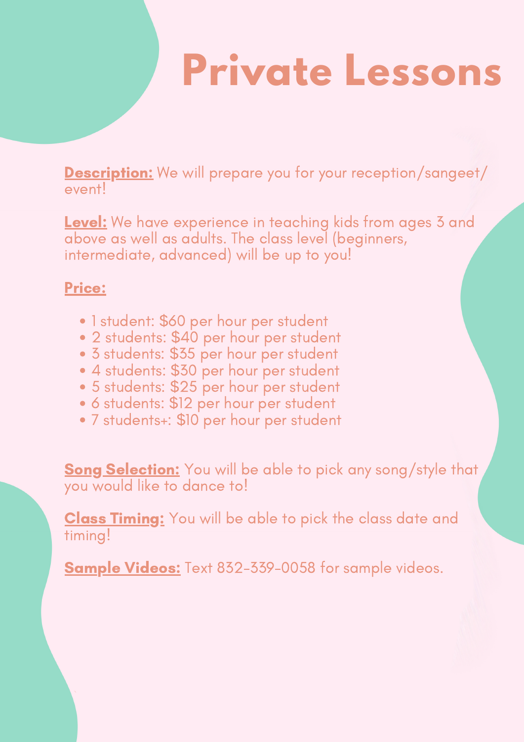# Private Lessons

**Description:** We will prepare you for your reception/sangeet/ event!

**Level:** We have experience in teaching kids from ages 3 and above as well as adults. The class level (beginners, intermediate, advanced) will be up to you!

**Price:**

- 1 student: $60 per hour per student
- 2 students: $40 per hour per student
- 3 students: $35 per hour per student
- 4 students: $30 per hour per student
- 5 students: $25 per hour per student
- 6 students: $12 per hour per student
- 7 students+: $10 per hour per student

**Song Selection:** You will be able to pick any song/style that you would like to dance to!

**Class Timing:** You will be able to pick the class date and timing!

**Sample Videos:** Text 832-339-0058 for sample videos.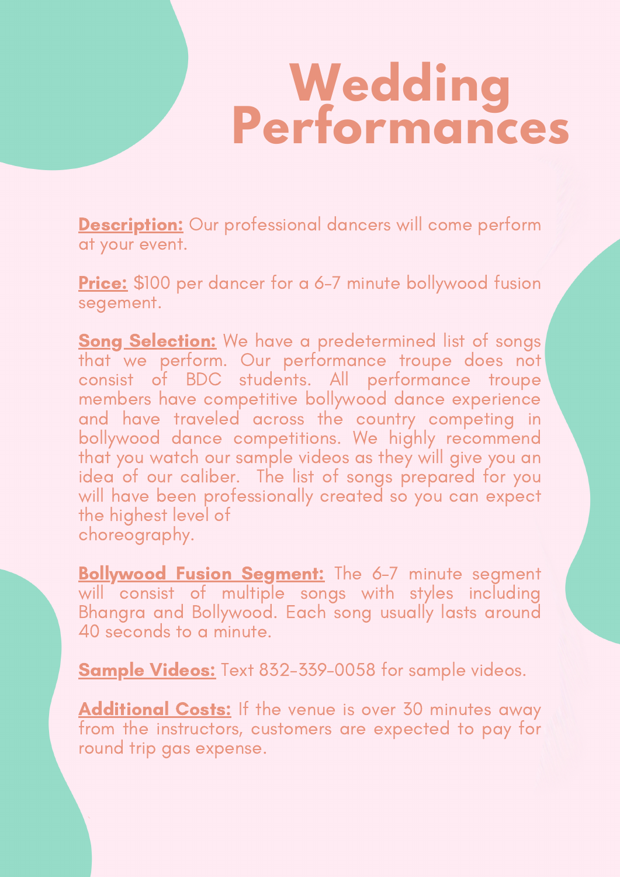# Wedding Performances

**Description:** Our professional dancers will come perform at your event.

**Price:** $100 per dancer for a 6-7 minute bollywood fusion segement.

**Song Selection:** We have a predetermined list of songs that we perform. Our performance troupe does not consist of BDC students. All performance troupe members have competitive bollywood dance experience and have traveled across the country competing in bollywood dance competitions. We highly recommend that you watch our sample videos as they will give you an idea of our caliber. The list of songs prepared for you will have been professionally created so you can expect the highest level of choreography.

**Bollywood Fusion Segment:** The 6-7 minute segment will consist of multiple songs with styles including Bhangra and Bollywood. Each song usually lasts around 40 seconds to a minute.

**Sample Videos:** Text 832-339-0058 for sample videos.

**Additional Costs:** If the venue is over 30 minutes away from the instructors, customers are expected to pay for round trip gas expense.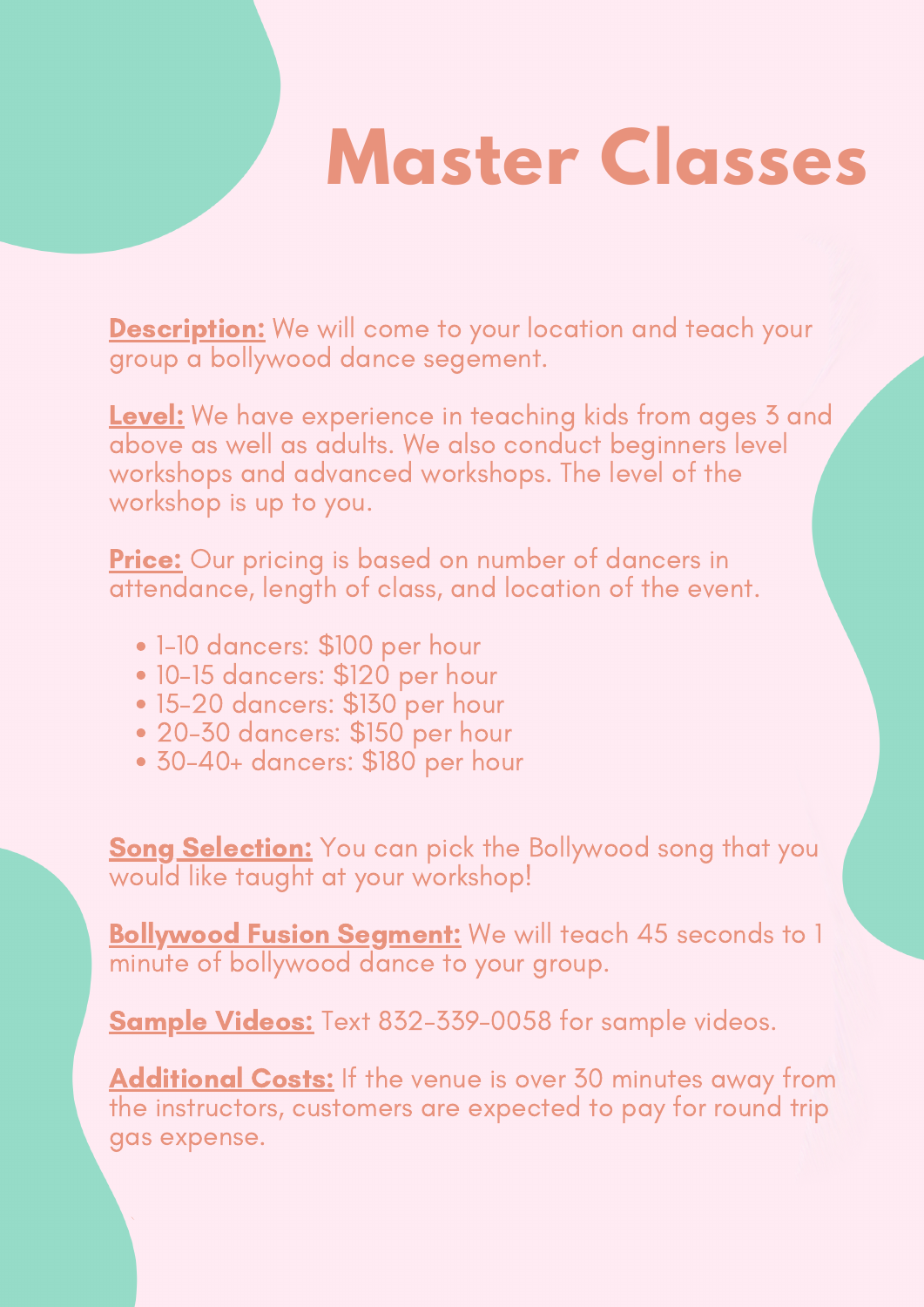# Master Classes

**Description:** We will come to your location and teach your group a bollywood dance segement.

**Level:** We have experience in teaching kids from ages 3 and above as well as adults. We also conduct beginners level workshops and advanced workshops. The level of the workshop is up to you.

**Price:** Our pricing is based on number of dancers in attendance, length of class, and location of the event.

- 1-10 dancers: $100 per hour
- 10-15 dancers: $120 per hour
- 15-20 dancers: $130 per hour
- 20-30 dancers: $150 per hour
- 30-40+ dancers: $180 per hour

**Song Selection:** You can pick the Bollywood song that you would like taught at your workshop!

**Bollywood Fusion Segment:** We will teach 45 seconds to 1 minute of bollywood dance to your group.

**Sample Videos:** Text 832-339-0058 for sample videos.

**Additional Costs:** If the venue is over 30 minutes away from the instructors, customers are expected to pay for round trip gas expense.